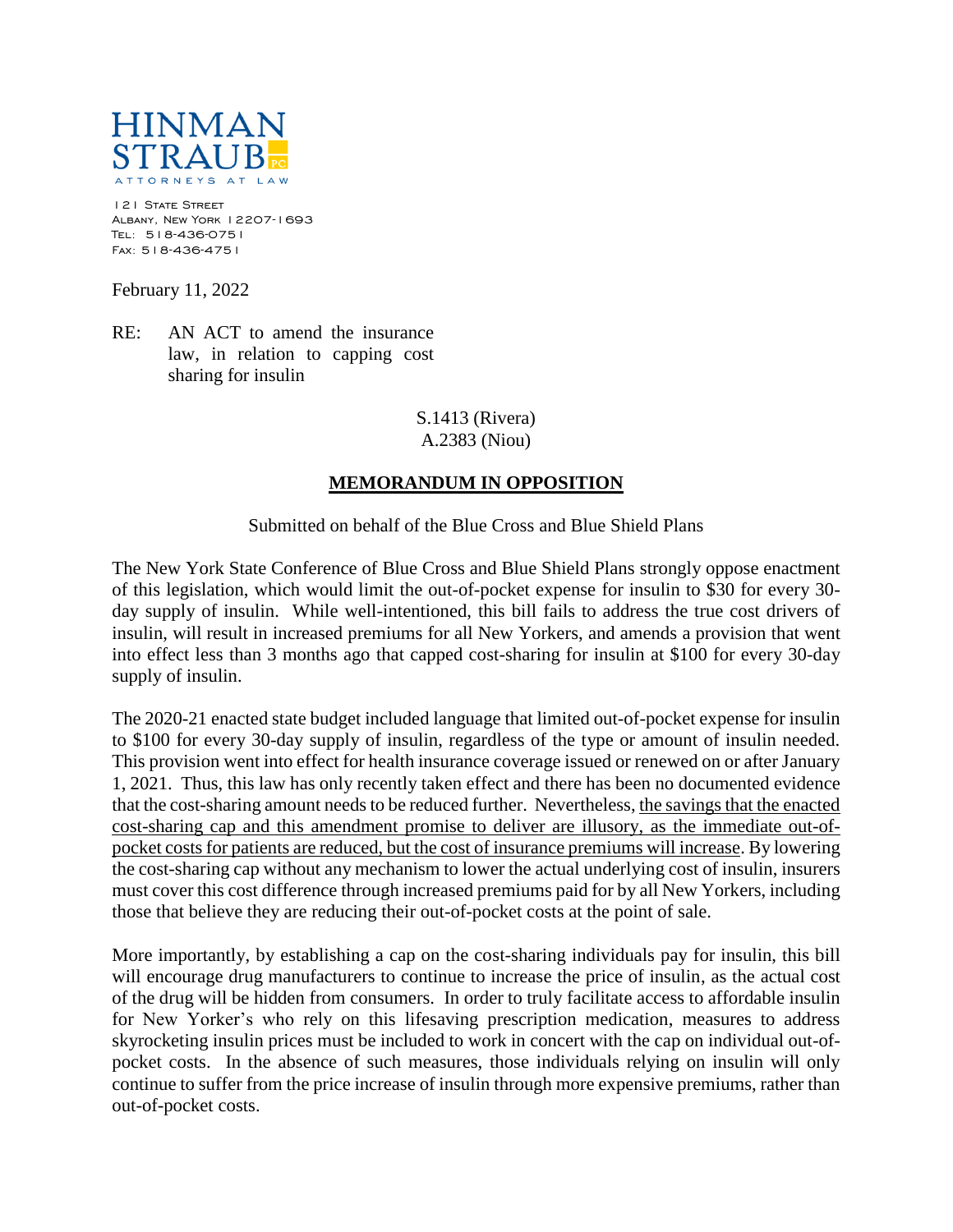HINMAN STRAUB P.C.
ATTORNEYS AT LAW

121 State Street
Albany, New York 12207-1693
Tel: 518-436-0751
Fax: 518-436-4751

February 11, 2022

RE: AN ACT to amend the insurance law, in relation to capping cost sharing for insulin

S.1413 (Rivera)
A.2383 (Niou)

## MEMORANDUM IN OPPOSITION

Submitted on behalf of the Blue Cross and Blue Shield Plans

The New York State Conference of Blue Cross and Blue Shield Plans strongly oppose enactment of this legislation, which would limit the out-of-pocket expense for insulin to $30 for every 30-day supply of insulin. While well-intentioned, this bill fails to address the true cost drivers of insulin, will result in increased premiums for all New Yorkers, and amends a provision that went into effect less than 3 months ago that capped cost-sharing for insulin at $100 for every 30-day supply of insulin.

The 2020-21 enacted state budget included language that limited out-of-pocket expense for insulin to $100 for every 30-day supply of insulin, regardless of the type or amount of insulin needed. This provision went into effect for health insurance coverage issued or renewed on or after January 1, 2021. Thus, this law has only recently taken effect and there has been no documented evidence that the cost-sharing amount needs to be reduced further. Nevertheless, <u>the savings that the enacted cost-sharing cap and this amendment promise to deliver are illusory, as the immediate out-of-pocket costs for patients are reduced, but the cost of insurance premiums will increase</u>. By lowering the cost-sharing cap without any mechanism to lower the actual underlying cost of insulin, insurers must cover this cost difference through increased premiums paid for by all New Yorkers, including those that believe they are reducing their out-of-pocket costs at the point of sale.

More importantly, by establishing a cap on the cost-sharing individuals pay for insulin, this bill will encourage drug manufacturers to continue to increase the price of insulin, as the actual cost of the drug will be hidden from consumers. In order to truly facilitate access to affordable insulin for New Yorker's who rely on this lifesaving prescription medication, measures to address skyrocketing insulin prices must be included to work in concert with the cap on individual out-of-pocket costs. In the absence of such measures, those individuals relying on insulin will only continue to suffer from the price increase of insulin through more expensive premiums, rather than out-of-pocket costs.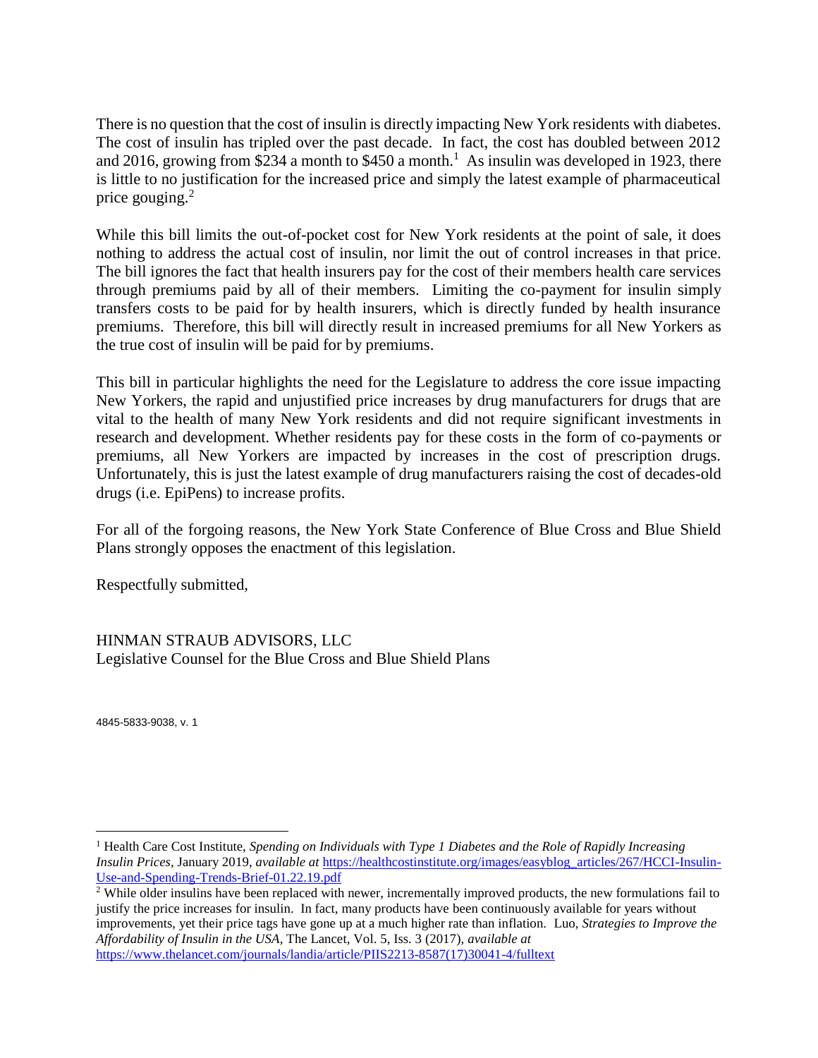There is no question that the cost of insulin is directly impacting New York residents with diabetes. The cost of insulin has tripled over the past decade. In fact, the cost has doubled between 2012 and 2016, growing from $234 a month to $450 a month.[1] As insulin was developed in 1923, there is little to no justification for the increased price and simply the latest example of pharmaceutical price gouging.[2]

While this bill limits the out-of-pocket cost for New York residents at the point of sale, it does nothing to address the actual cost of insulin, nor limit the out of control increases in that price. The bill ignores the fact that health insurers pay for the cost of their members health care services through premiums paid by all of their members. Limiting the co-payment for insulin simply transfers costs to be paid for by health insurers, which is directly funded by health insurance premiums. Therefore, this bill will directly result in increased premiums for all New Yorkers as the true cost of insulin will be paid for by premiums.

This bill in particular highlights the need for the Legislature to address the core issue impacting New Yorkers, the rapid and unjustified price increases by drug manufacturers for drugs that are vital to the health of many New York residents and did not require significant investments in research and development. Whether residents pay for these costs in the form of co-payments or premiums, all New Yorkers are impacted by increases in the cost of prescription drugs. Unfortunately, this is just the latest example of drug manufacturers raising the cost of decades-old drugs (i.e. EpiPens) to increase profits.

For all of the forgoing reasons, the New York State Conference of Blue Cross and Blue Shield Plans strongly opposes the enactment of this legislation.

Respectfully submitted,

HINMAN STRAUB ADVISORS, LLC
Legislative Counsel for the Blue Cross and Blue Shield Plans

4845-5833-9038, v. 1

[1] Health Care Cost Institute, *Spending on Individuals with Type 1 Diabetes and the Role of Rapidly Increasing Insulin Prices*, January 2019, *available at* https://healthcostinstitute.org/images/easyblog_articles/267/HCCI-Insulin-Use-and-Spending-Trends-Brief-01.22.19.pdf

[2] While older insulins have been replaced with newer, incrementally improved products, the new formulations fail to justify the price increases for insulin. In fact, many products have been continuously available for years without improvements, yet their price tags have gone up at a much higher rate than inflation. Luo, *Strategies to Improve the Affordability of Insulin in the USA*, The Lancet, Vol. 5, Iss. 3 (2017), *available at* https://www.thelancet.com/journals/landia/article/PIIS2213-8587(17)30041-4/fulltext